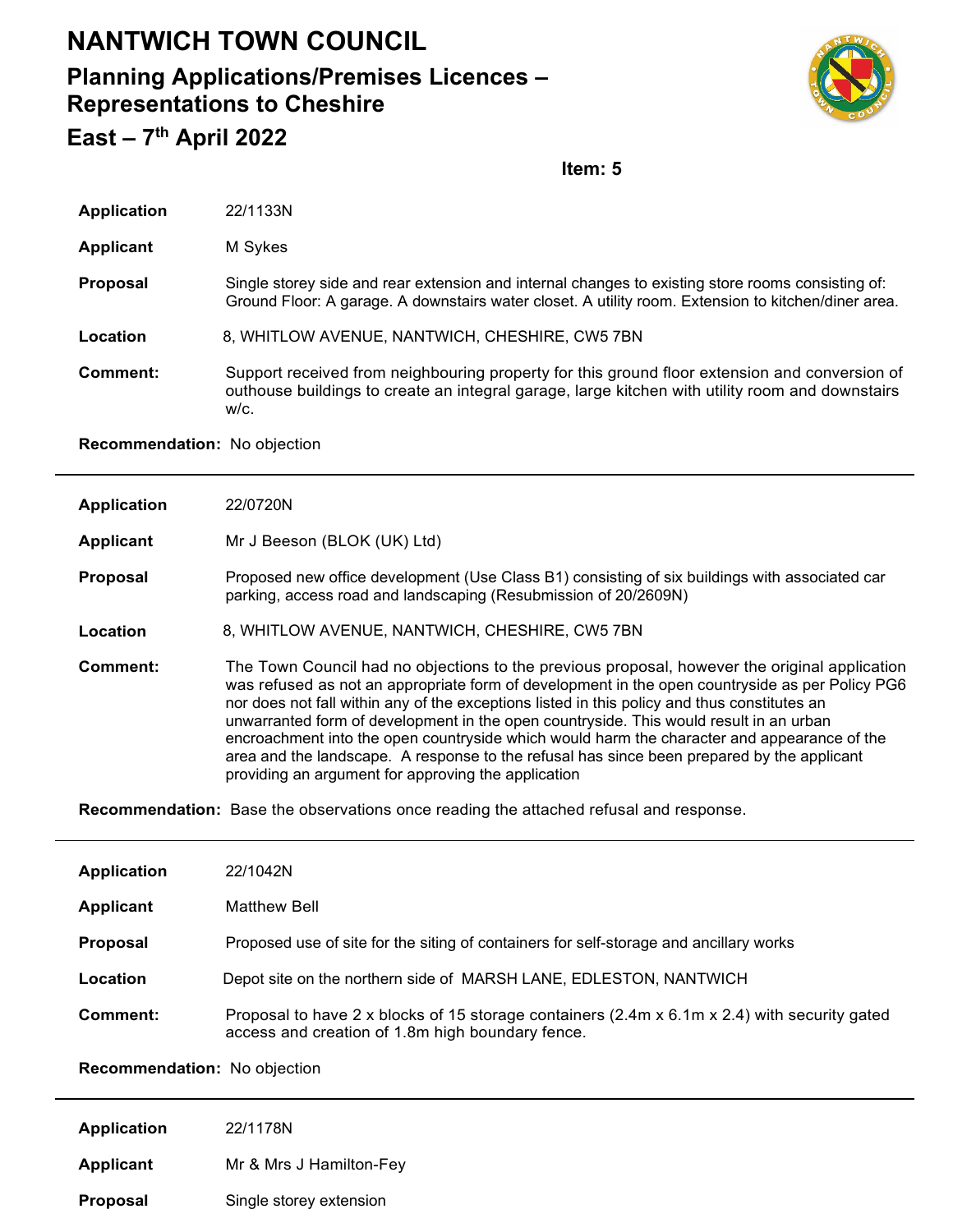# NANTWICH TOWN COUNCIL

## Planning Applications/Premises Licences – Representations to Cheshire East – 7th April 2022

**Item: 5**

**Application** 22/1133N

**Applicant** M Sykes

**Proposal** Single storey side and rear extension and internal changes to existing store rooms consisting of: Ground Floor: A garage. A downstairs water closet. A utility room. Extension to kitchen/diner area.

**Location** 8, WHITLOW AVENUE, NANTWICH, CHESHIRE, CW5 7BN

**Comment:** Support received from neighbouring property for this ground floor extension and conversion of outhouse buildings to create an integral garage, large kitchen with utility room and downstairs w/c.

**Recommendation:** No objection

---

**Application** 22/0720N

**Applicant** Mr J Beeson (BLOK (UK) Ltd)

**Proposal** Proposed new office development (Use Class B1) consisting of six buildings with associated car parking, access road and landscaping (Resubmission of 20/2609N)

**Location** 8, WHITLOW AVENUE, NANTWICH, CHESHIRE, CW5 7BN

**Comment:** The Town Council had no objections to the previous proposal, however the original application was refused as not an appropriate form of development in the open countryside as per Policy PG6 nor does not fall within any of the exceptions listed in this policy and thus constitutes an unwarranted form of development in the open countryside. This would result in an urban encroachment into the open countryside which would harm the character and appearance of the area and the landscape. A response to the refusal has since been prepared by the applicant providing an argument for approving the application

**Recommendation:** Base the observations once reading the attached refusal and response.

---

**Application** 22/1042N

**Applicant** Matthew Bell

**Proposal** Proposed use of site for the siting of containers for self-storage and ancillary works

**Location** Depot site on the northern side of MARSH LANE, EDLESTON, NANTWICH

**Comment:** Proposal to have 2 x blocks of 15 storage containers (2.4m x 6.1m x 2.4) with security gated access and creation of 1.8m high boundary fence.

**Recommendation:** No objection

---

**Application** 22/1178N

**Applicant** Mr & Mrs J Hamilton-Fey

**Proposal** Single storey extension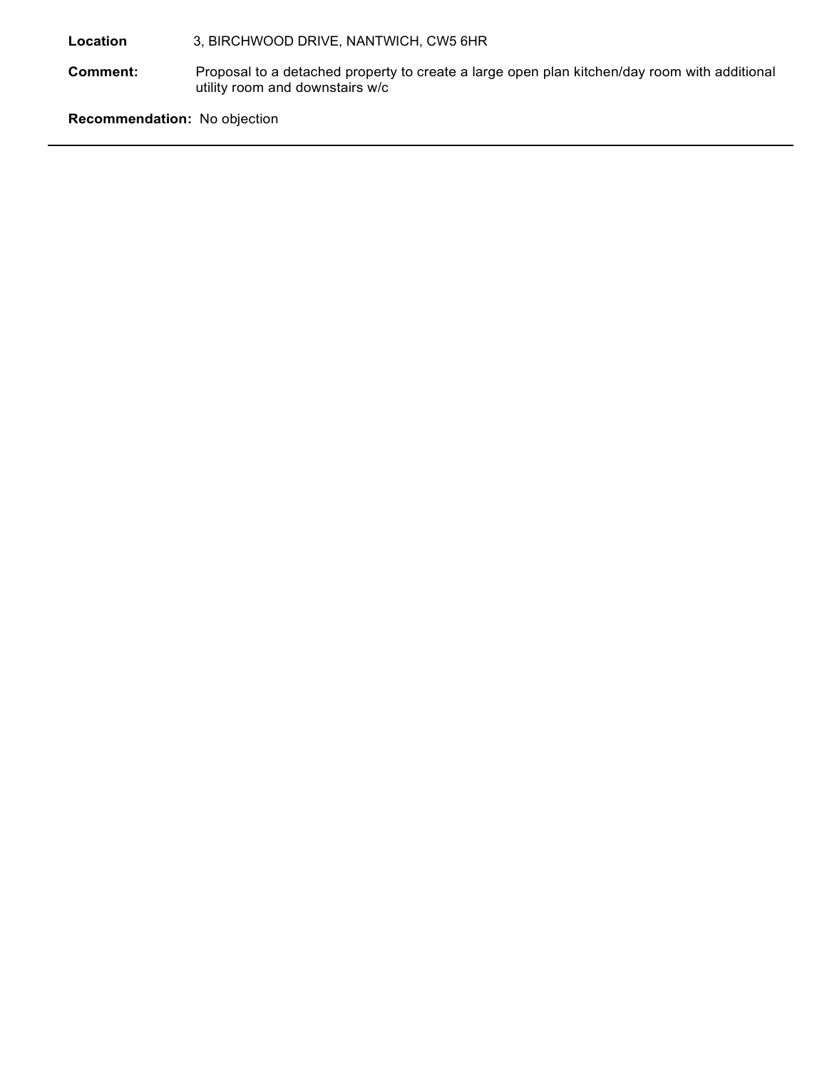**Location** 3, BIRCHWOOD DRIVE, NANTWICH, CW5 6HR

**Comment:** Proposal to a detached property to create a large open plan kitchen/day room with additional utility room and downstairs w/c

**Recommendation:** No objection

---